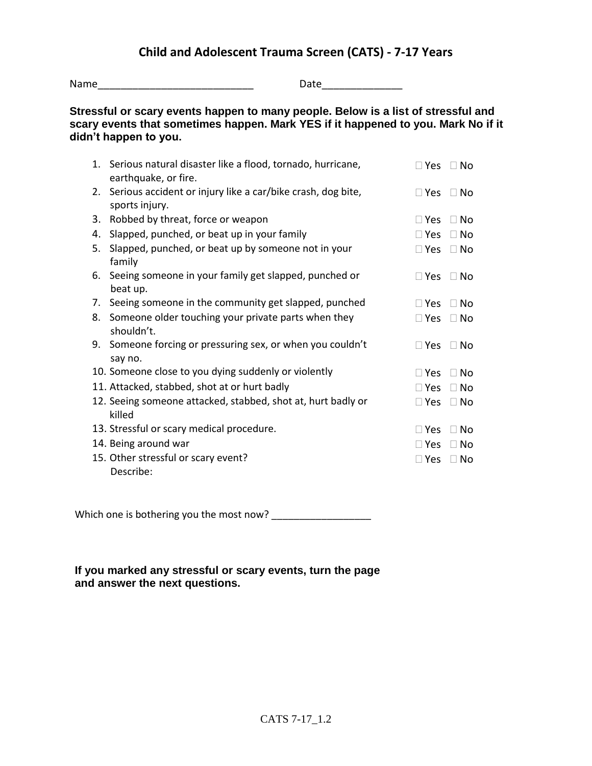# Child and Adolescent Trauma Screen (CATS) - 7-17 Years

Name___________________________ Date______________

**Stressful or scary events happen to many people. Below is a list of stressful and scary events that sometimes happen. Mark YES if it happened to you. Mark No if it didn't happen to you.**

| | | | |
|---|---|---|---|
| 1. | Serious natural disaster like a flood, tornado, hurricane, earthquake, or fire. | ☐ Yes | ☐ No |
| 2. | Serious accident or injury like a car/bike crash, dog bite, sports injury. | ☐ Yes | ☐ No |
| 3. | Robbed by threat, force or weapon | ☐ Yes | ☐ No |
| 4. | Slapped, punched, or beat up in your family | ☐ Yes | ☐ No |
| 5. | Slapped, punched, or beat up by someone not in your family | ☐ Yes | ☐ No |
| 6. | Seeing someone in your family get slapped, punched or beat up. | ☐ Yes | ☐ No |
| 7. | Seeing someone in the community get slapped, punched | ☐ Yes | ☐ No |
| 8. | Someone older touching your private parts when they shouldn't. | ☐ Yes | ☐ No |
| 9. | Someone forcing or pressuring sex, or when you couldn't say no. | ☐ Yes | ☐ No |
| 10. | Someone close to you dying suddenly or violently | ☐ Yes | ☐ No |
| 11. | Attacked, stabbed, shot at or hurt badly | ☐ Yes | ☐ No |
| 12. | Seeing someone attacked, stabbed, shot at, hurt badly or killed | ☐ Yes | ☐ No |
| 13. | Stressful or scary medical procedure. | ☐ Yes | ☐ No |
| 14. | Being around war | ☐ Yes | ☐ No |
| 15. | Other stressful or scary event? Describe: | ☐ Yes | ☐ No |

Which one is bothering you the most now? __________________

**If you marked any stressful or scary events, turn the page and answer the next questions.**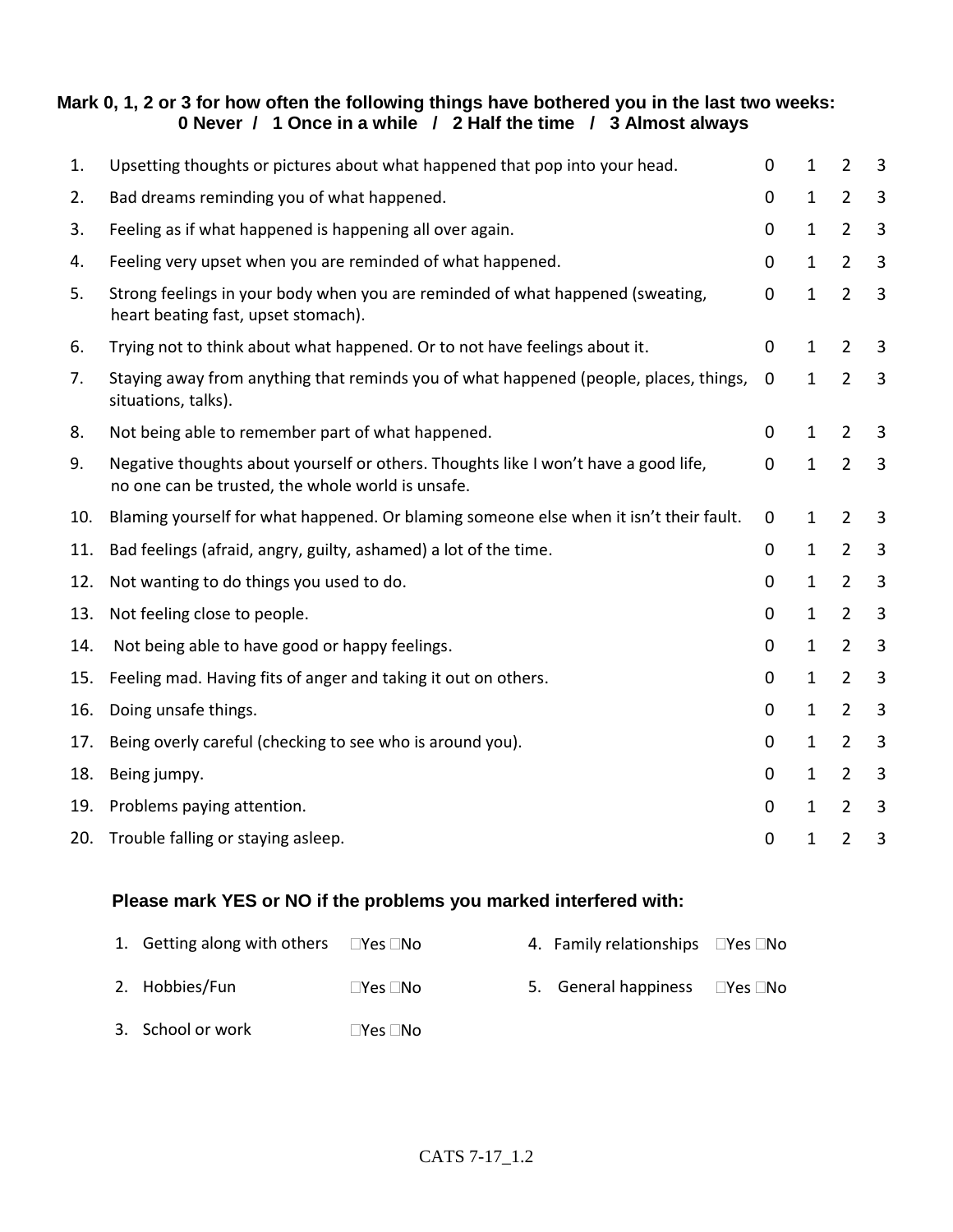**Mark 0, 1, 2 or 3 for how often the following things have bothered you in the last two weeks:**
**0 Never / 1 Once in a while / 2 Half the time / 3 Almost always**

| | | | | | |
|---|---|---|---|---|---|
| 1. | Upsetting thoughts or pictures about what happened that pop into your head. | 0 | 1 | 2 | 3 |
| 2. | Bad dreams reminding you of what happened. | 0 | 1 | 2 | 3 |
| 3. | Feeling as if what happened is happening all over again. | 0 | 1 | 2 | 3 |
| 4. | Feeling very upset when you are reminded of what happened. | 0 | 1 | 2 | 3 |
| 5. | Strong feelings in your body when you are reminded of what happened (sweating, heart beating fast, upset stomach). | 0 | 1 | 2 | 3 |
| 6. | Trying not to think about what happened. Or to not have feelings about it. | 0 | 1 | 2 | 3 |
| 7. | Staying away from anything that reminds you of what happened (people, places, things, situations, talks). | 0 | 1 | 2 | 3 |
| 8. | Not being able to remember part of what happened. | 0 | 1 | 2 | 3 |
| 9. | Negative thoughts about yourself or others. Thoughts like I won't have a good life, no one can be trusted, the whole world is unsafe. | 0 | 1 | 2 | 3 |
| 10. | Blaming yourself for what happened. Or blaming someone else when it isn't their fault. | 0 | 1 | 2 | 3 |
| 11. | Bad feelings (afraid, angry, guilty, ashamed) a lot of the time. | 0 | 1 | 2 | 3 |
| 12. | Not wanting to do things you used to do. | 0 | 1 | 2 | 3 |
| 13. | Not feeling close to people. | 0 | 1 | 2 | 3 |
| 14. | Not being able to have good or happy feelings. | 0 | 1 | 2 | 3 |
| 15. | Feeling mad. Having fits of anger and taking it out on others. | 0 | 1 | 2 | 3 |
| 16. | Doing unsafe things. | 0 | 1 | 2 | 3 |
| 17. | Being overly careful (checking to see who is around you). | 0 | 1 | 2 | 3 |
| 18. | Being jumpy. | 0 | 1 | 2 | 3 |
| 19. | Problems paying attention. | 0 | 1 | 2 | 3 |
| 20. | Trouble falling or staying asleep. | 0 | 1 | 2 | 3 |

**Please mark YES or NO if the problems you marked interfered with:**

1. Getting along with others ☐Yes ☐No
2. Hobbies/Fun ☐Yes ☐No
3. School or work ☐Yes ☐No
4. Family relationships ☐Yes ☐No
5. General happiness ☐Yes ☐No

CATS 7-17_1.2